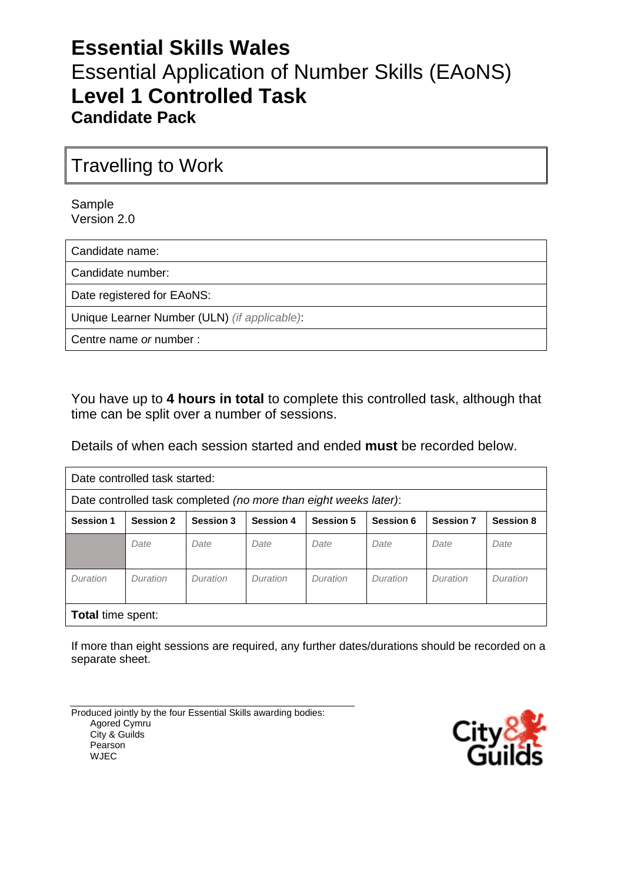# Essential Skills Wales

## Essential Application of Number Skills (EAoNS)

# Level 1 Controlled Task

### Candidate Pack

## Travelling to Work

Sample
Version 2.0

| Candidate name: |
|---|
| Candidate number: |
| Date registered for EAoNS: |
| Unique Learner Number (ULN) *(if applicable)*: |
| Centre name *or* number : |

You have up to **4 hours in total** to complete this controlled task, although that time can be split over a number of sessions.

Details of when each session started and ended **must** be recorded below.

| Date controlled task started: | | | | | | | |
|---|---|---|---|---|---|---|---|
| Date controlled task completed *(no more than eight weeks later)*: | | | | | | | |
| **Session 1** | **Session 2** | **Session 3** | **Session 4** | **Session 5** | **Session 6** | **Session 7** | **Session 8** |
| | *Date* | *Date* | *Date* | *Date* | *Date* | *Date* | *Date* |
| *Duration* | *Duration* | *Duration* | *Duration* | *Duration* | *Duration* | *Duration* | *Duration* |
| **Total** time spent: | | | | | | | |

If more than eight sessions are required, any further dates/durations should be recorded on a separate sheet.

Produced jointly by the four Essential Skills awarding bodies:
- Agored Cymru
- City & Guilds
- Pearson
- WJEC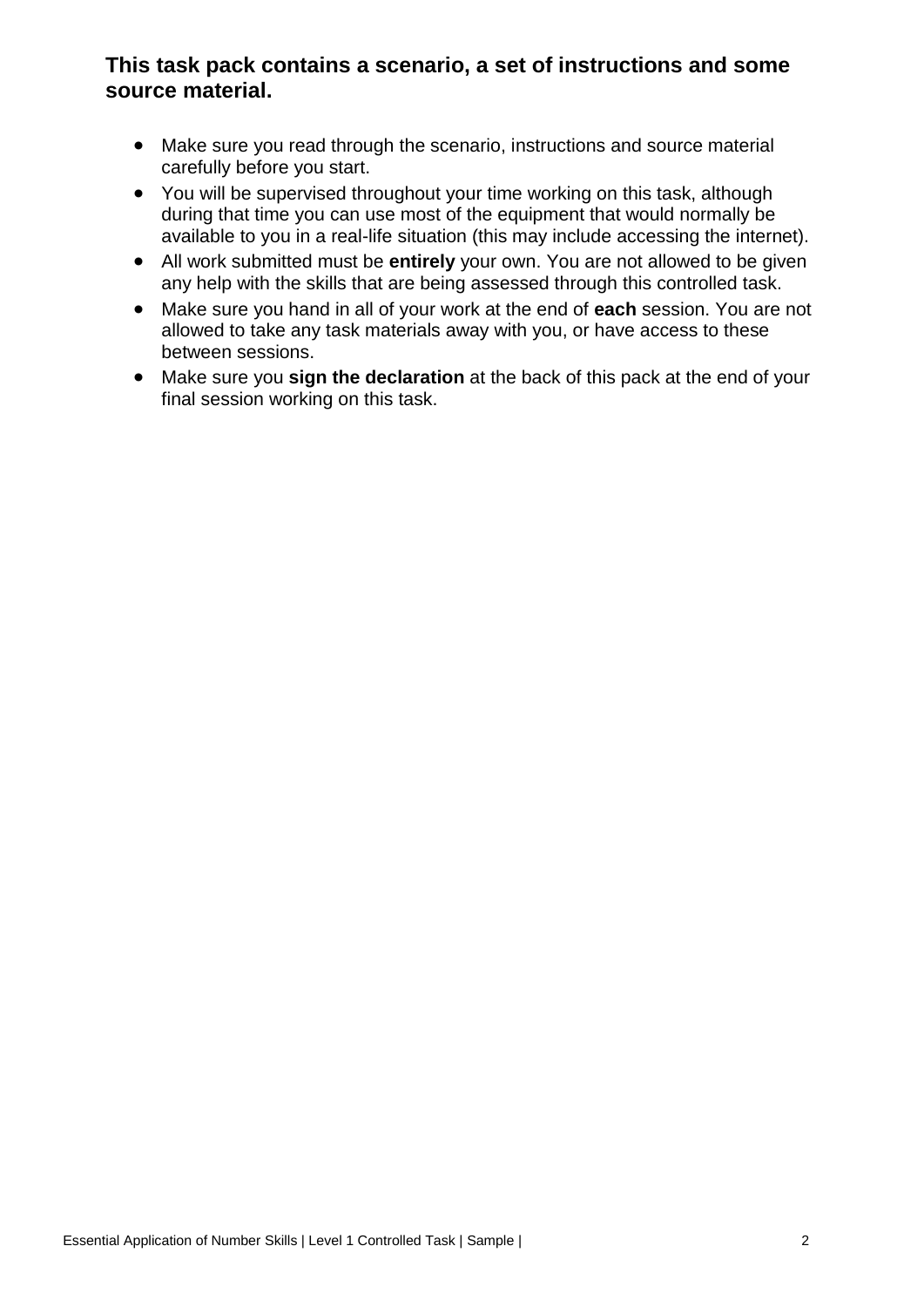**This task pack contains a scenario, a set of instructions and some source material.**

- Make sure you read through the scenario, instructions and source material carefully before you start.
- You will be supervised throughout your time working on this task, although during that time you can use most of the equipment that would normally be available to you in a real-life situation (this may include accessing the internet).
- All work submitted must be **entirely** your own. You are not allowed to be given any help with the skills that are being assessed through this controlled task.
- Make sure you hand in all of your work at the end of **each** session. You are not allowed to take any task materials away with you, or have access to these between sessions.
- Make sure you **sign the declaration** at the back of this pack at the end of your final session working on this task.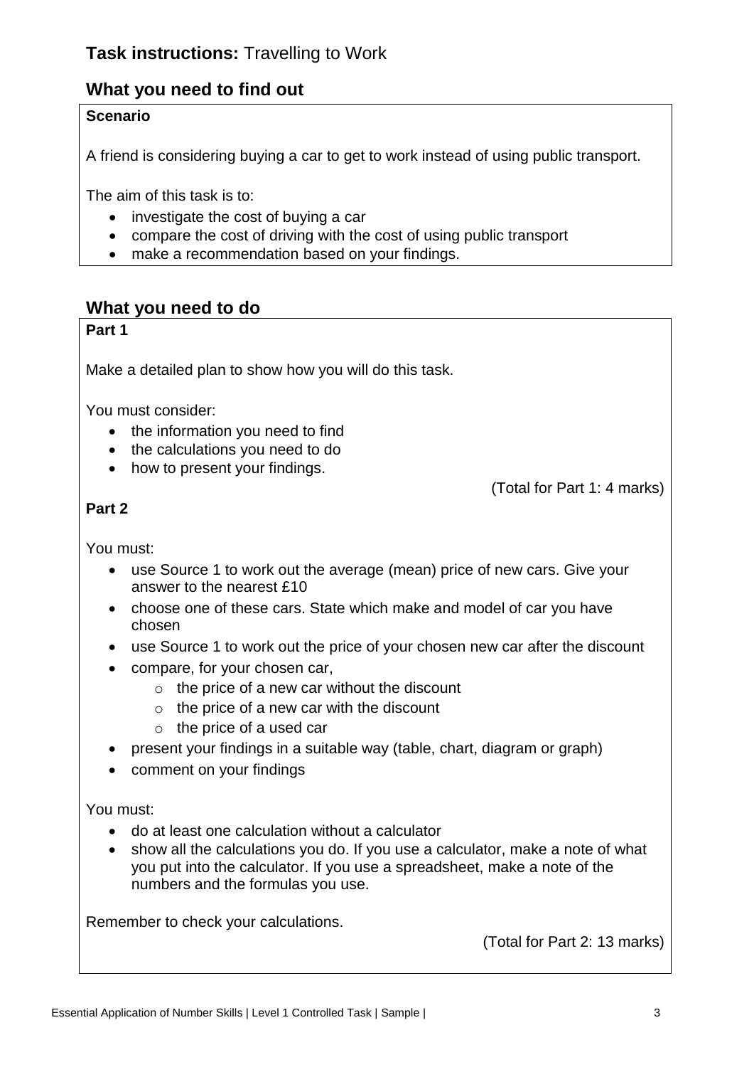## **Task instructions:** Travelling to Work

## What you need to find out

**Scenario**

A friend is considering buying a car to get to work instead of using public transport.

The aim of this task is to:

- investigate the cost of buying a car
- compare the cost of driving with the cost of using public transport
- make a recommendation based on your findings.

## What you need to do

**Part 1**

Make a detailed plan to show how you will do this task.

You must consider:

- the information you need to find
- the calculations you need to do
- how to present your findings.

(Total for Part 1: 4 marks)

**Part 2**

You must:

- use Source 1 to work out the average (mean) price of new cars. Give your answer to the nearest £10
- choose one of these cars. State which make and model of car you have chosen
- use Source 1 to work out the price of your chosen new car after the discount
- compare, for your chosen car,
  - the price of a new car without the discount
  - the price of a new car with the discount
  - the price of a used car
- present your findings in a suitable way (table, chart, diagram or graph)
- comment on your findings

You must:

- do at least one calculation without a calculator
- show all the calculations you do. If you use a calculator, make a note of what you put into the calculator. If you use a spreadsheet, make a note of the numbers and the formulas you use.

Remember to check your calculations.

(Total for Part 2: 13 marks)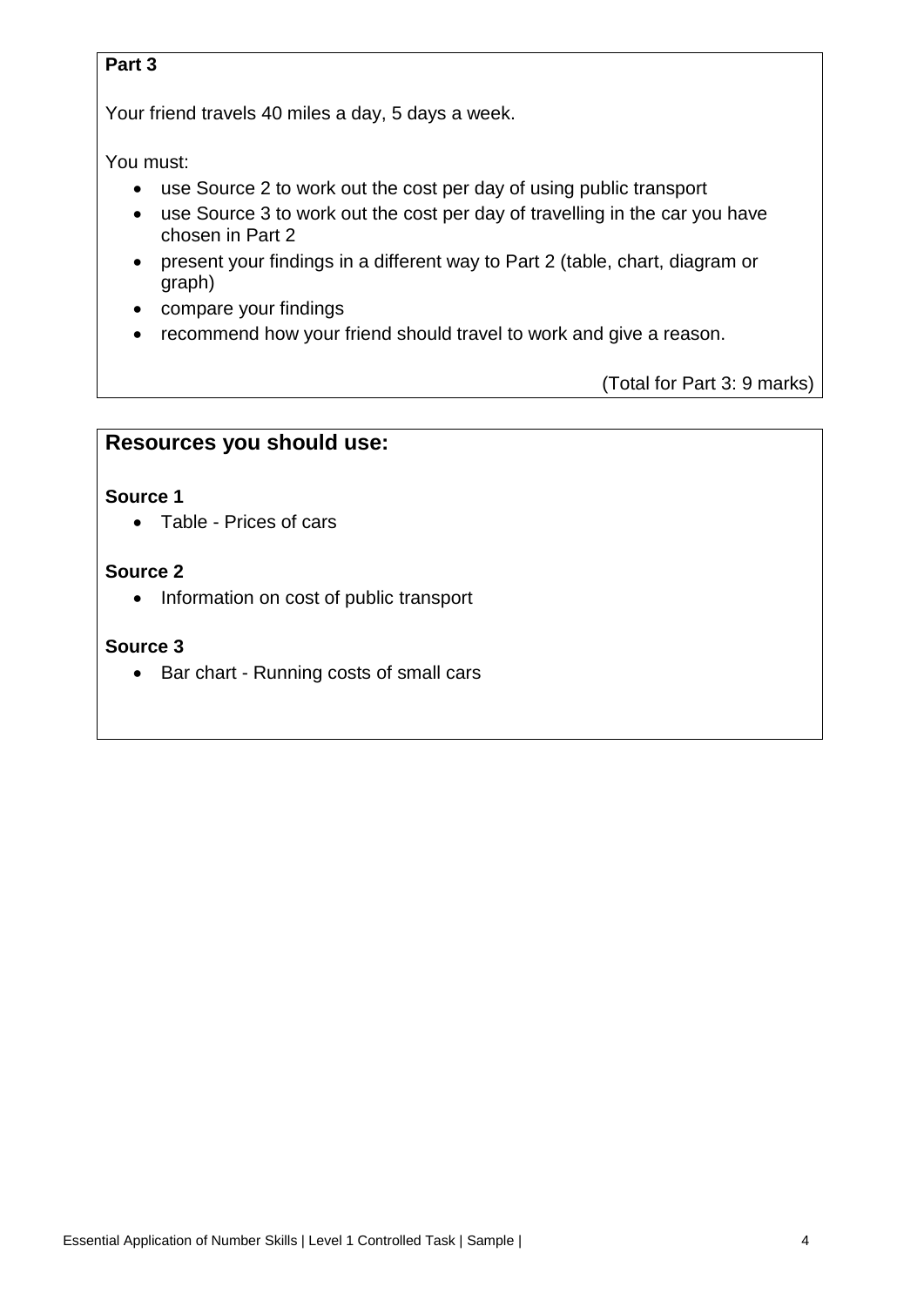**Part 3**

Your friend travels 40 miles a day, 5 days a week.

You must:

- use Source 2 to work out the cost per day of using public transport
- use Source 3 to work out the cost per day of travelling in the car you have chosen in Part 2
- present your findings in a different way to Part 2 (table, chart, diagram or graph)
- compare your findings
- recommend how your friend should travel to work and give a reason.

(Total for Part 3: 9 marks)

## Resources you should use:

**Source 1**

- Table - Prices of cars

**Source 2**

- Information on cost of public transport

**Source 3**

- Bar chart - Running costs of small cars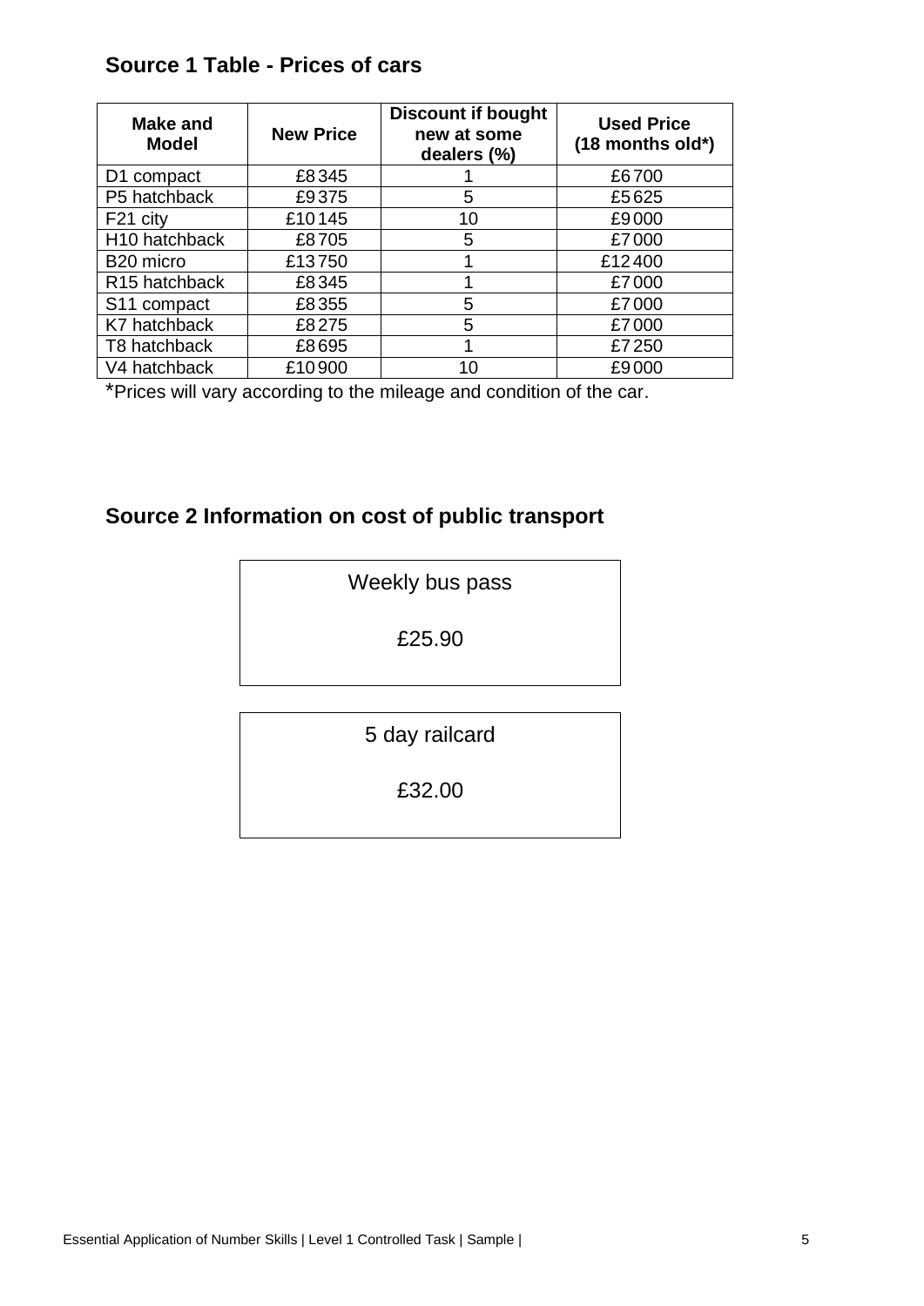## Source 1 Table - Prices of cars

| Make and Model | New Price | Discount if bought new at some dealers (%) | Used Price (18 months old*) |
|---|---|---|---|
| D1 compact | £8345 | 1 | £6700 |
| P5 hatchback | £9375 | 5 | £5625 |
| F21 city | £10145 | 10 | £9000 |
| H10 hatchback | £8705 | 5 | £7000 |
| B20 micro | £13750 | 1 | £12400 |
| R15 hatchback | £8345 | 1 | £7000 |
| S11 compact | £8355 | 5 | £7000 |
| K7 hatchback | £8275 | 5 | £7000 |
| T8 hatchback | £8695 | 1 | £7250 |
| V4 hatchback | £10900 | 10 | £9000 |

*Prices will vary according to the mileage and condition of the car.

## Source 2 Information on cost of public transport

Weekly bus pass

£25.90

5 day railcard

£32.00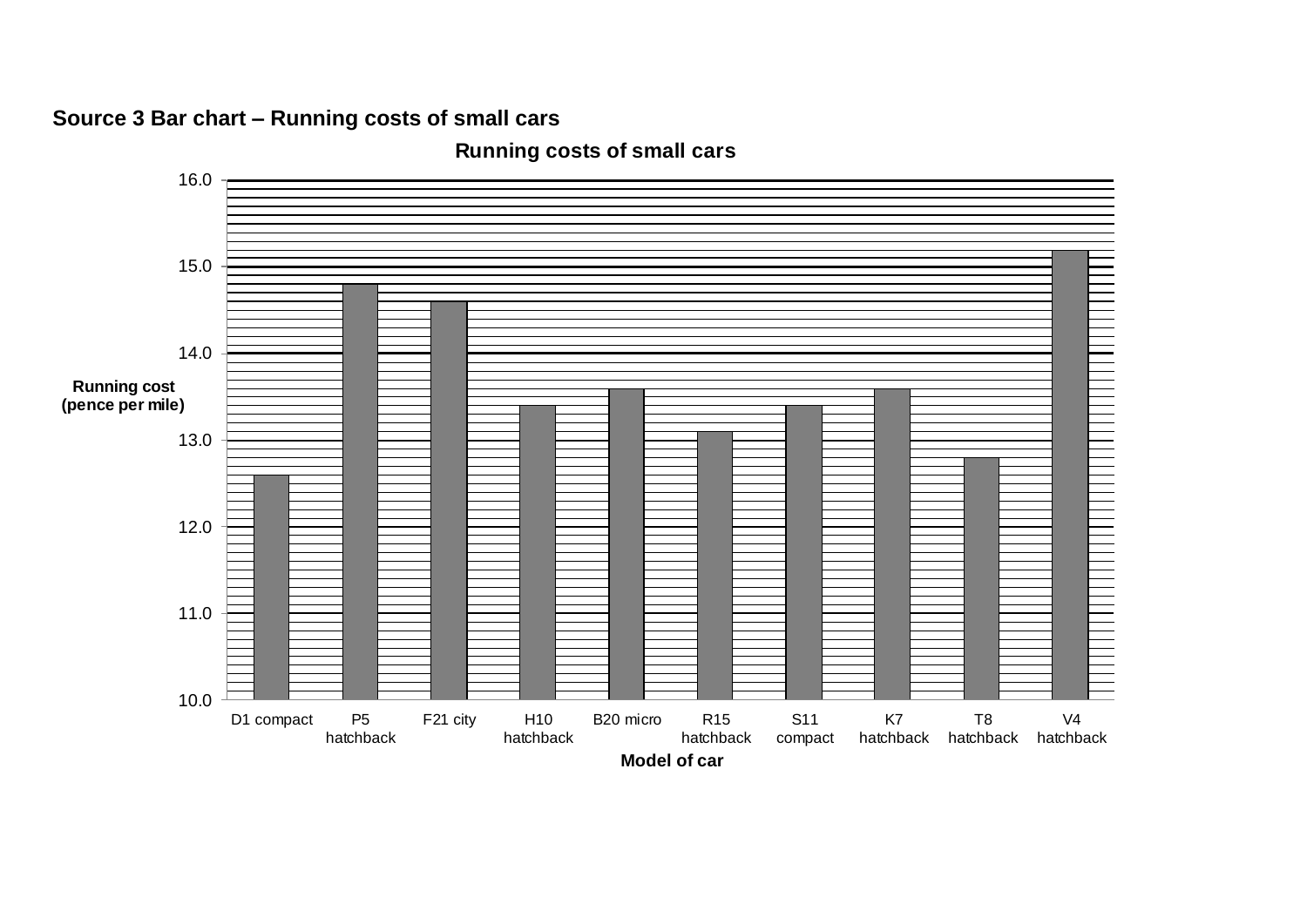**Source 3 Bar chart – Running costs of small cars**

Running costs of small cars

Running cost (pence per mile)

16.0
15.0
14.0
13.0
12.0
11.0
10.0

D1 compact | P5 hatchback | F21 city | H10 hatchback | B20 micro | R15 hatchback | S11 compact | K7 hatchback | T8 hatchback | V4 hatchback

Model of car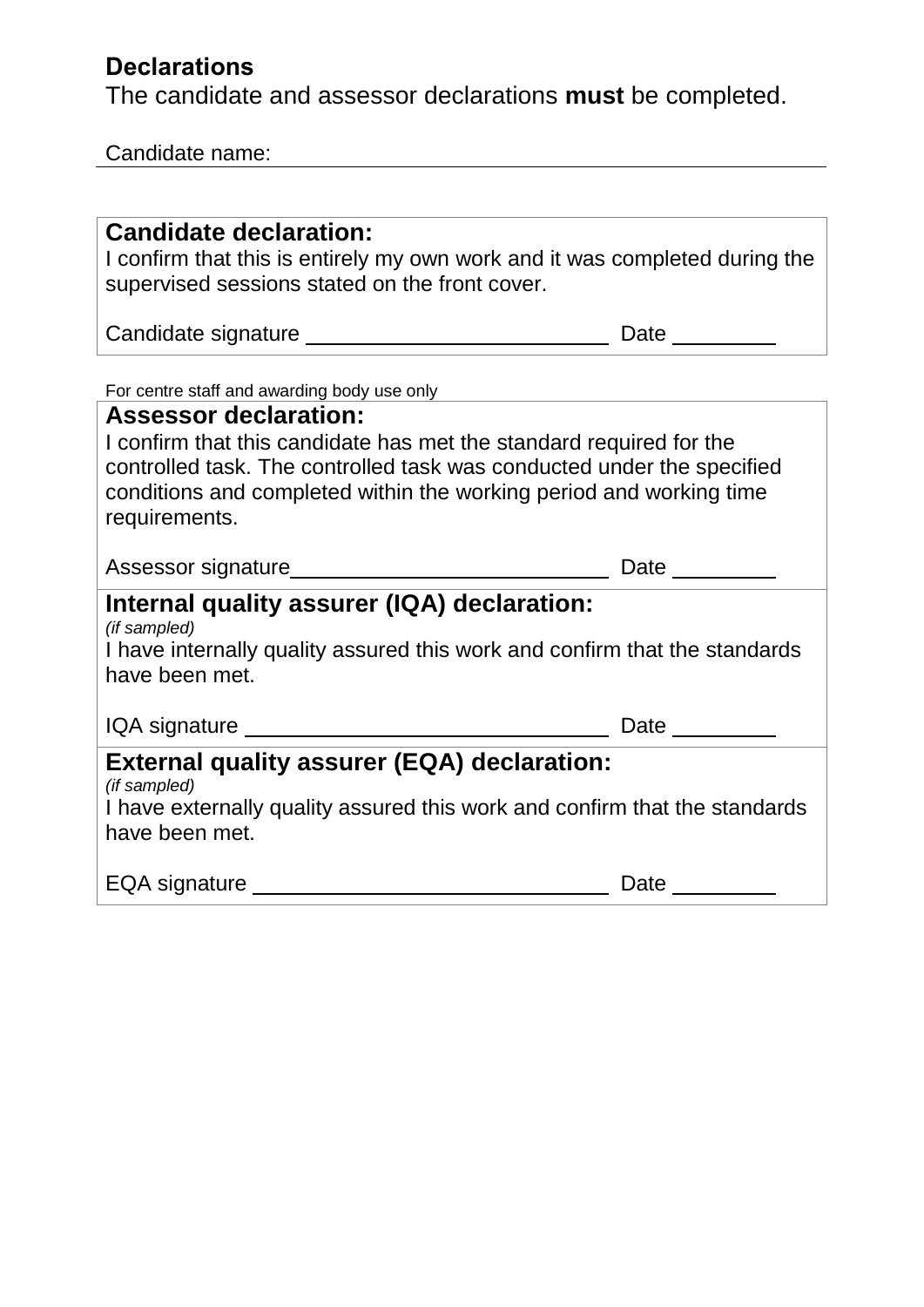## Declarations

The candidate and assessor declarations **must** be completed.

Candidate name: ______________________________________________

**Candidate declaration:**

I confirm that this is entirely my own work and it was completed during the supervised sessions stated on the front cover.

Candidate signature ________________________ Date _________

For centre staff and awarding body use only

**Assessor declaration:**

I confirm that this candidate has met the standard required for the controlled task. The controlled task was conducted under the specified conditions and completed within the working period and working time requirements.

Assessor signature________________________ Date _________

**Internal quality assurer (IQA) declaration:**

*(if sampled)*

I have internally quality assured this work and confirm that the standards have been met.

IQA signature ____________________________ Date _________

**External quality assurer (EQA) declaration:**

*(if sampled)*

I have externally quality assured this work and confirm that the standards have been met.

EQA signature ____________________________ Date _________